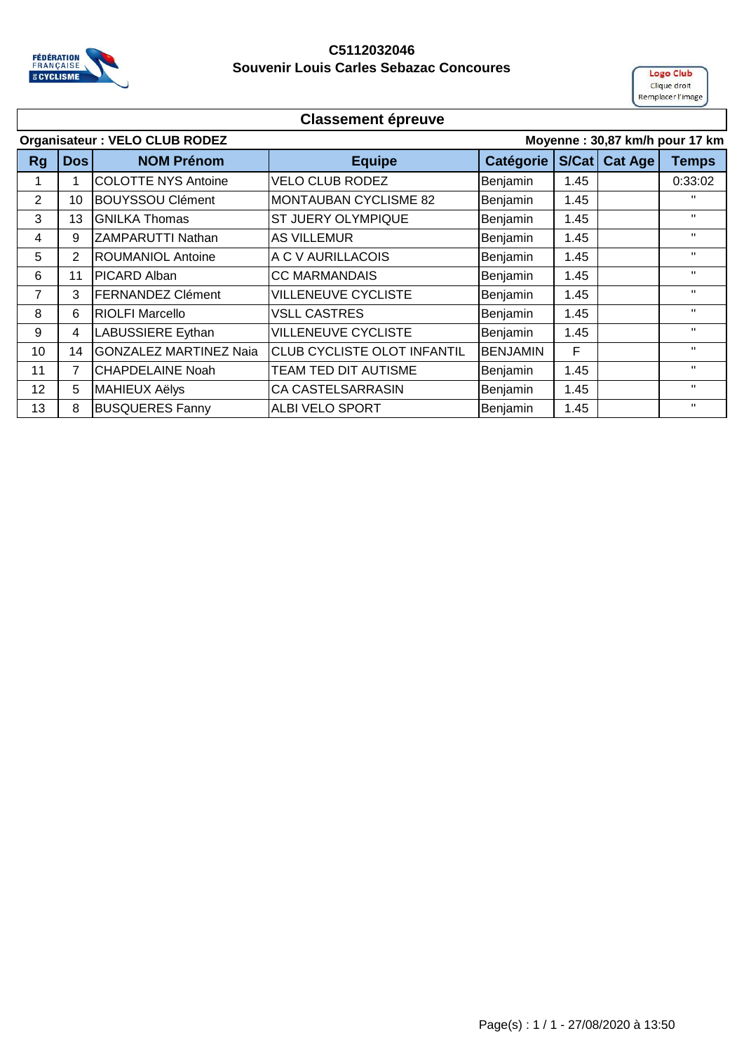# C5112032046
## Souvenir Louis Carles Sebazac Concoures

### Classement épreuve

**Organisateur : VELO CLUB RODEZ** — **Moyenne : 30,87 km/h pour 17 km**

| Rg | Dos | NOM Prénom | Equipe | Catégorie | S/Cat | Cat Age | Temps |
|---|---|---|---|---|---|---|---|
| 1 | 1 | COLOTTE NYS Antoine | VELO CLUB RODEZ | Benjamin | 1.45 | | 0:33:02 |
| 2 | 10 | BOUYSSOU Clément | MONTAUBAN CYCLISME 82 | Benjamin | 1.45 | | " |
| 3 | 13 | GNILKA Thomas | ST JUERY OLYMPIQUE | Benjamin | 1.45 | | " |
| 4 | 9 | ZAMPARUTTI Nathan | AS VILLEMUR | Benjamin | 1.45 | | " |
| 5 | 2 | ROUMANIOL Antoine | A C V AURILLACOIS | Benjamin | 1.45 | | " |
| 6 | 11 | PICARD Alban | CC MARMANDAIS | Benjamin | 1.45 | | " |
| 7 | 3 | FERNANDEZ Clément | VILLENEUVE CYCLISTE | Benjamin | 1.45 | | " |
| 8 | 6 | RIOLFI Marcello | VSLL CASTRES | Benjamin | 1.45 | | " |
| 9 | 4 | LABUSSIERE Eythan | VILLENEUVE CYCLISTE | Benjamin | 1.45 | | " |
| 10 | 14 | GONZALEZ MARTINEZ Naia | CLUB CYCLISTE OLOT INFANTIL | BENJAMIN | F | | " |
| 11 | 7 | CHAPDELAINE Noah | TEAM TED DIT AUTISME | Benjamin | 1.45 | | " |
| 12 | 5 | MAHIEUX Aëlys | CA CASTELSARRASIN | Benjamin | 1.45 | | " |
| 13 | 8 | BUSQUERES Fanny | ALBI VELO SPORT | Benjamin | 1.45 | | " |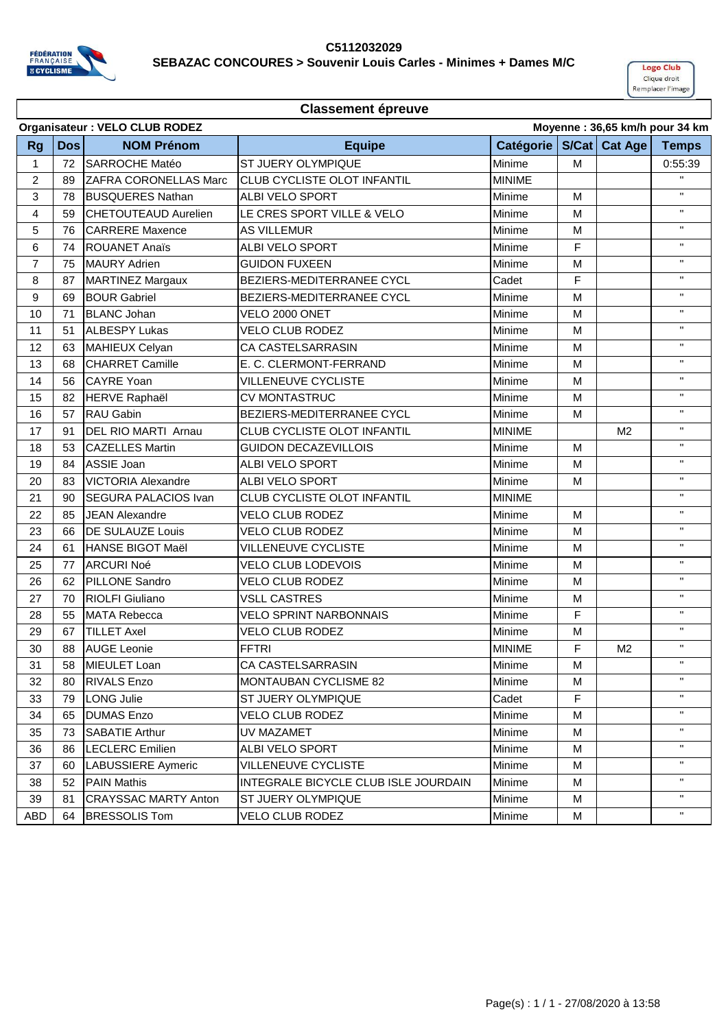**C5112032029**

**SEBAZAC CONCOURES > Souvenir Louis Carles - Minimes + Dames M/C**

Logo Club
Clique droit
Remplacer l'image

## Classement épreuve

**Organisateur : VELO CLUB RODEZ** — **Moyenne : 36,65 km/h pour 34 km**

| Rg | Dos | NOM Prénom | Equipe | Catégorie | S/Cat | Cat Age | Temps |
|---|---|---|---|---|---|---|---|
| 1 | 72 | SARROCHE Matéo | ST JUERY OLYMPIQUE | Minime | M | | 0:55:39 |
| 2 | 89 | ZAFRA CORONELLAS Marc | CLUB CYCLISTE OLOT INFANTIL | MINIME | | | " |
| 3 | 78 | BUSQUERES Nathan | ALBI VELO SPORT | Minime | M | | " |
| 4 | 59 | CHETOUTEAUD Aurelien | LE CRES SPORT VILLE & VELO | Minime | M | | " |
| 5 | 76 | CARRERE Maxence | AS VILLEMUR | Minime | M | | " |
| 6 | 74 | ROUANET Anaïs | ALBI VELO SPORT | Minime | F | | " |
| 7 | 75 | MAURY Adrien | GUIDON FUXEEN | Minime | M | | " |
| 8 | 87 | MARTINEZ Margaux | BEZIERS-MEDITERRANEE CYCL | Cadet | F | | " |
| 9 | 69 | BOUR Gabriel | BEZIERS-MEDITERRANEE CYCL | Minime | M | | " |
| 10 | 71 | BLANC Johan | VELO 2000 ONET | Minime | M | | " |
| 11 | 51 | ALBESPY Lukas | VELO CLUB RODEZ | Minime | M | | " |
| 12 | 63 | MAHIEUX Celyan | CA CASTELSARRASIN | Minime | M | | " |
| 13 | 68 | CHARRET Camille | E. C. CLERMONT-FERRAND | Minime | M | | " |
| 14 | 56 | CAYRE Yoan | VILLENEUVE CYCLISTE | Minime | M | | " |
| 15 | 82 | HERVE Raphaël | CV MONTASTRUC | Minime | M | | " |
| 16 | 57 | RAU Gabin | BEZIERS-MEDITERRANEE CYCL | Minime | M | | " |
| 17 | 91 | DEL RIO MARTI Arnau | CLUB CYCLISTE OLOT INFANTIL | MINIME | | M2 | " |
| 18 | 53 | CAZELLES Martin | GUIDON DECAZEVILLOIS | Minime | M | | " |
| 19 | 84 | ASSIE Joan | ALBI VELO SPORT | Minime | M | | " |
| 20 | 83 | VICTORIA Alexandre | ALBI VELO SPORT | Minime | M | | " |
| 21 | 90 | SEGURA PALACIOS Ivan | CLUB CYCLISTE OLOT INFANTIL | MINIME | | | " |
| 22 | 85 | JEAN Alexandre | VELO CLUB RODEZ | Minime | M | | " |
| 23 | 66 | DE SULAUZE Louis | VELO CLUB RODEZ | Minime | M | | " |
| 24 | 61 | HANSE BIGOT Maël | VILLENEUVE CYCLISTE | Minime | M | | " |
| 25 | 77 | ARCURI Noé | VELO CLUB LODEVOIS | Minime | M | | " |
| 26 | 62 | PILLONE Sandro | VELO CLUB RODEZ | Minime | M | | " |
| 27 | 70 | RIOLFI Giuliano | VSLL CASTRES | Minime | M | | " |
| 28 | 55 | MATA Rebecca | VELO SPRINT NARBONNAIS | Minime | F | | " |
| 29 | 67 | TILLET Axel | VELO CLUB RODEZ | Minime | M | | " |
| 30 | 88 | AUGE Leonie | FFTRI | MINIME | F | M2 | " |
| 31 | 58 | MIEULET Loan | CA CASTELSARRASIN | Minime | M | | " |
| 32 | 80 | RIVALS Enzo | MONTAUBAN CYCLISME 82 | Minime | M | | " |
| 33 | 79 | LONG Julie | ST JUERY OLYMPIQUE | Cadet | F | | " |
| 34 | 65 | DUMAS Enzo | VELO CLUB RODEZ | Minime | M | | " |
| 35 | 73 | SABATIE Arthur | UV MAZAMET | Minime | M | | " |
| 36 | 86 | LECLERC Emilien | ALBI VELO SPORT | Minime | M | | " |
| 37 | 60 | LABUSSIERE Aymeric | VILLENEUVE CYCLISTE | Minime | M | | " |
| 38 | 52 | PAIN Mathis | INTEGRALE BICYCLE CLUB ISLE JOURDAIN | Minime | M | | " |
| 39 | 81 | CRAYSSAC MARTY Anton | ST JUERY OLYMPIQUE | Minime | M | | " |
| ABD | 64 | BRESSOLIS Tom | VELO CLUB RODEZ | Minime | M | | " |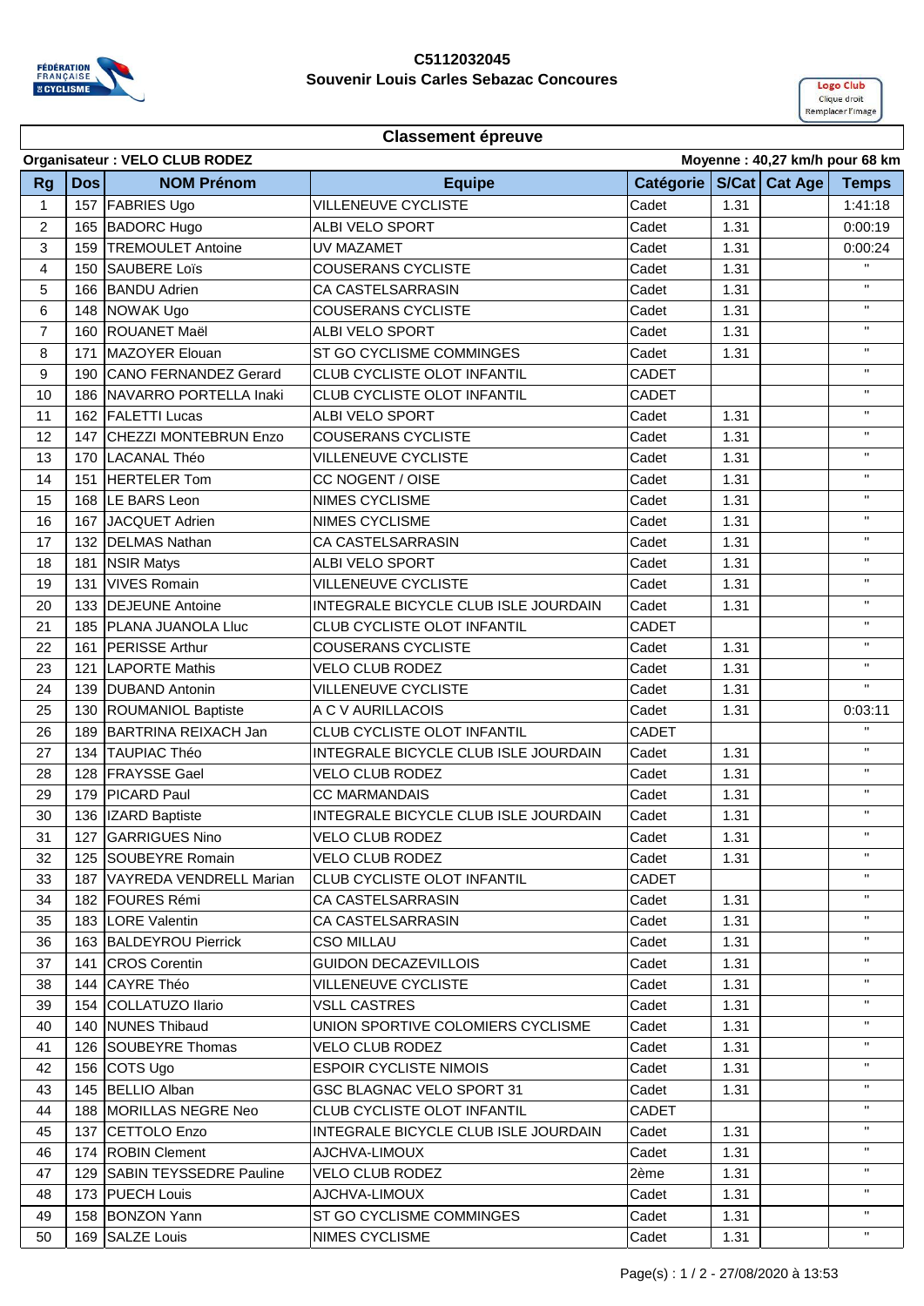**C5112032045**
**Souvenir Louis Carles Sebazac Concoures**

Logo Club
Clique droit
Remplacer l'image

## Classement épreuve

**Organisateur : VELO CLUB RODEZ** | **Moyenne : 40,27 km/h pour 68 km**

| Rg | Dos | NOM Prénom | Equipe | Catégorie | S/Cat | Cat Age | Temps |
|---|---|---|---|---|---|---|---|
| 1 | 157 | FABRIES Ugo | VILLENEUVE CYCLISTE | Cadet | 1.31 | | 1:41:18 |
| 2 | 165 | BADORC Hugo | ALBI VELO SPORT | Cadet | 1.31 | | 0:00:19 |
| 3 | 159 | TREMOULET Antoine | UV MAZAMET | Cadet | 1.31 | | 0:00:24 |
| 4 | 150 | SAUBERE Loïs | COUSERANS CYCLISTE | Cadet | 1.31 | | " |
| 5 | 166 | BANDU Adrien | CA CASTELSARRASIN | Cadet | 1.31 | | " |
| 6 | 148 | NOWAK Ugo | COUSERANS CYCLISTE | Cadet | 1.31 | | " |
| 7 | 160 | ROUANET Maël | ALBI VELO SPORT | Cadet | 1.31 | | " |
| 8 | 171 | MAZOYER Elouan | ST GO CYCLISME COMMINGES | Cadet | 1.31 | | " |
| 9 | 190 | CANO FERNANDEZ Gerard | CLUB CYCLISTE OLOT INFANTIL | CADET | | | " |
| 10 | 186 | NAVARRO PORTELLA Inaki | CLUB CYCLISTE OLOT INFANTIL | CADET | | | " |
| 11 | 162 | FALETTI Lucas | ALBI VELO SPORT | Cadet | 1.31 | | " |
| 12 | 147 | CHEZZI MONTEBRUN Enzo | COUSERANS CYCLISTE | Cadet | 1.31 | | " |
| 13 | 170 | LACANAL Théo | VILLENEUVE CYCLISTE | Cadet | 1.31 | | " |
| 14 | 151 | HERTELER Tom | CC NOGENT / OISE | Cadet | 1.31 | | " |
| 15 | 168 | LE BARS Leon | NIMES CYCLISME | Cadet | 1.31 | | " |
| 16 | 167 | JACQUET Adrien | NIMES CYCLISME | Cadet | 1.31 | | " |
| 17 | 132 | DELMAS Nathan | CA CASTELSARRASIN | Cadet | 1.31 | | " |
| 18 | 181 | NSIR Matys | ALBI VELO SPORT | Cadet | 1.31 | | " |
| 19 | 131 | VIVES Romain | VILLENEUVE CYCLISTE | Cadet | 1.31 | | " |
| 20 | 133 | DEJEUNE Antoine | INTEGRALE BICYCLE CLUB ISLE JOURDAIN | Cadet | 1.31 | | " |
| 21 | 185 | PLANA JUANOLA Lluc | CLUB CYCLISTE OLOT INFANTIL | CADET | | | " |
| 22 | 161 | PERISSE Arthur | COUSERANS CYCLISTE | Cadet | 1.31 | | " |
| 23 | 121 | LAPORTE Mathis | VELO CLUB RODEZ | Cadet | 1.31 | | " |
| 24 | 139 | DUBAND Antonin | VILLENEUVE CYCLISTE | Cadet | 1.31 | | " |
| 25 | 130 | ROUMANIOL Baptiste | A C V AURILLACOIS | Cadet | 1.31 | | 0:03:11 |
| 26 | 189 | BARTRINA REIXACH Jan | CLUB CYCLISTE OLOT INFANTIL | CADET | | | " |
| 27 | 134 | TAUPIAC Théo | INTEGRALE BICYCLE CLUB ISLE JOURDAIN | Cadet | 1.31 | | " |
| 28 | 128 | FRAYSSE Gael | VELO CLUB RODEZ | Cadet | 1.31 | | " |
| 29 | 179 | PICARD Paul | CC MARMANDAIS | Cadet | 1.31 | | " |
| 30 | 136 | IZARD Baptiste | INTEGRALE BICYCLE CLUB ISLE JOURDAIN | Cadet | 1.31 | | " |
| 31 | 127 | GARRIGUES Nino | VELO CLUB RODEZ | Cadet | 1.31 | | " |
| 32 | 125 | SOUBEYRE Romain | VELO CLUB RODEZ | Cadet | 1.31 | | " |
| 33 | 187 | VAYREDA VENDRELL Marian | CLUB CYCLISTE OLOT INFANTIL | CADET | | | " |
| 34 | 182 | FOURES Rémi | CA CASTELSARRASIN | Cadet | 1.31 | | " |
| 35 | 183 | LORE Valentin | CA CASTELSARRASIN | Cadet | 1.31 | | " |
| 36 | 163 | BALDEYROU Pierrick | CSO MILLAU | Cadet | 1.31 | | " |
| 37 | 141 | CROS Corentin | GUIDON DECAZEVILLOIS | Cadet | 1.31 | | " |
| 38 | 144 | CAYRE Théo | VILLENEUVE CYCLISTE | Cadet | 1.31 | | " |
| 39 | 154 | COLLATUZO Ilario | VSLL CASTRES | Cadet | 1.31 | | " |
| 40 | 140 | NUNES Thibaud | UNION SPORTIVE COLOMIERS CYCLISME | Cadet | 1.31 | | " |
| 41 | 126 | SOUBEYRE Thomas | VELO CLUB RODEZ | Cadet | 1.31 | | " |
| 42 | 156 | COTS Ugo | ESPOIR CYCLISTE NIMOIS | Cadet | 1.31 | | " |
| 43 | 145 | BELLIO Alban | GSC BLAGNAC VELO SPORT 31 | Cadet | 1.31 | | " |
| 44 | 188 | MORILLAS NEGRE Neo | CLUB CYCLISTE OLOT INFANTIL | CADET | | | " |
| 45 | 137 | CETTOLO Enzo | INTEGRALE BICYCLE CLUB ISLE JOURDAIN | Cadet | 1.31 | | " |
| 46 | 174 | ROBIN Clement | AJCHVA-LIMOUX | Cadet | 1.31 | | " |
| 47 | 129 | SABIN TEYSSEDRE Pauline | VELO CLUB RODEZ | 2ème | 1.31 | | " |
| 48 | 173 | PUECH Louis | AJCHVA-LIMOUX | Cadet | 1.31 | | " |
| 49 | 158 | BONZON Yann | ST GO CYCLISME COMMINGES | Cadet | 1.31 | | " |
| 50 | 169 | SALZE Louis | NIMES CYCLISME | Cadet | 1.31 | | " |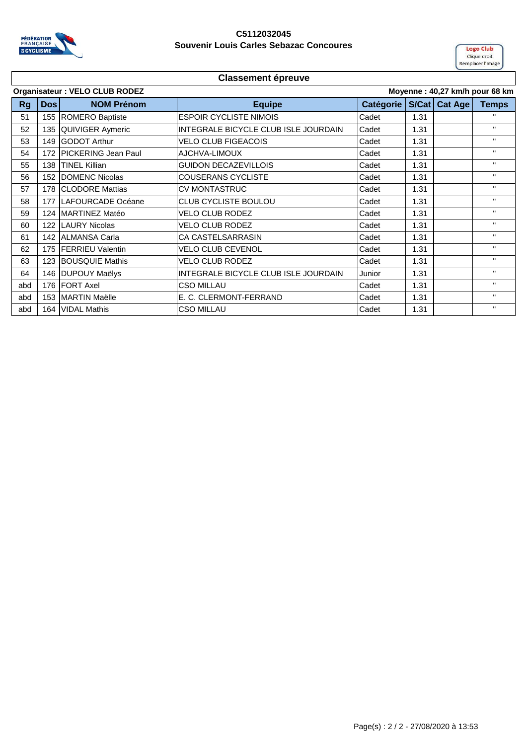**C5112032045**
**Souvenir Louis Carles Sebazac Concoures**

Logo Club
Clique droit
Remplacer l'image

## Classement épreuve

**Organisateur : VELO CLUB RODEZ** | **Moyenne : 40,27 km/h pour 68 km**

| Rg | Dos | NOM Prénom | Equipe | Catégorie | S/Cat | Cat Age | Temps |
|---|---|---|---|---|---|---|---|
| 51 | 155 | ROMERO Baptiste | ESPOIR CYCLISTE NIMOIS | Cadet | 1.31 | | " |
| 52 | 135 | QUIVIGER Aymeric | INTEGRALE BICYCLE CLUB ISLE JOURDAIN | Cadet | 1.31 | | " |
| 53 | 149 | GODOT Arthur | VELO CLUB FIGEACOIS | Cadet | 1.31 | | " |
| 54 | 172 | PICKERING Jean Paul | AJCHVA-LIMOUX | Cadet | 1.31 | | " |
| 55 | 138 | TINEL Killian | GUIDON DECAZEVILLOIS | Cadet | 1.31 | | " |
| 56 | 152 | DOMENC Nicolas | COUSERANS CYCLISTE | Cadet | 1.31 | | " |
| 57 | 178 | CLODORE Mattias | CV MONTASTRUC | Cadet | 1.31 | | " |
| 58 | 177 | LAFOURCADE Océane | CLUB CYCLISTE BOULOU | Cadet | 1.31 | | " |
| 59 | 124 | MARTINEZ Matéo | VELO CLUB RODEZ | Cadet | 1.31 | | " |
| 60 | 122 | LAURY Nicolas | VELO CLUB RODEZ | Cadet | 1.31 | | " |
| 61 | 142 | ALMANSA Carla | CA CASTELSARRASIN | Cadet | 1.31 | | " |
| 62 | 175 | FERRIEU Valentin | VELO CLUB CEVENOL | Cadet | 1.31 | | " |
| 63 | 123 | BOUSQUIE Mathis | VELO CLUB RODEZ | Cadet | 1.31 | | " |
| 64 | 146 | DUPOUY Maëlys | INTEGRALE BICYCLE CLUB ISLE JOURDAIN | Junior | 1.31 | | " |
| abd | 176 | FORT Axel | CSO MILLAU | Cadet | 1.31 | | " |
| abd | 153 | MARTIN Maëlle | E. C. CLERMONT-FERRAND | Cadet | 1.31 | | " |
| abd | 164 | VIDAL Mathis | CSO MILLAU | Cadet | 1.31 | | " |

Page(s) : 2 / 2 - 27/08/2020 à 13:53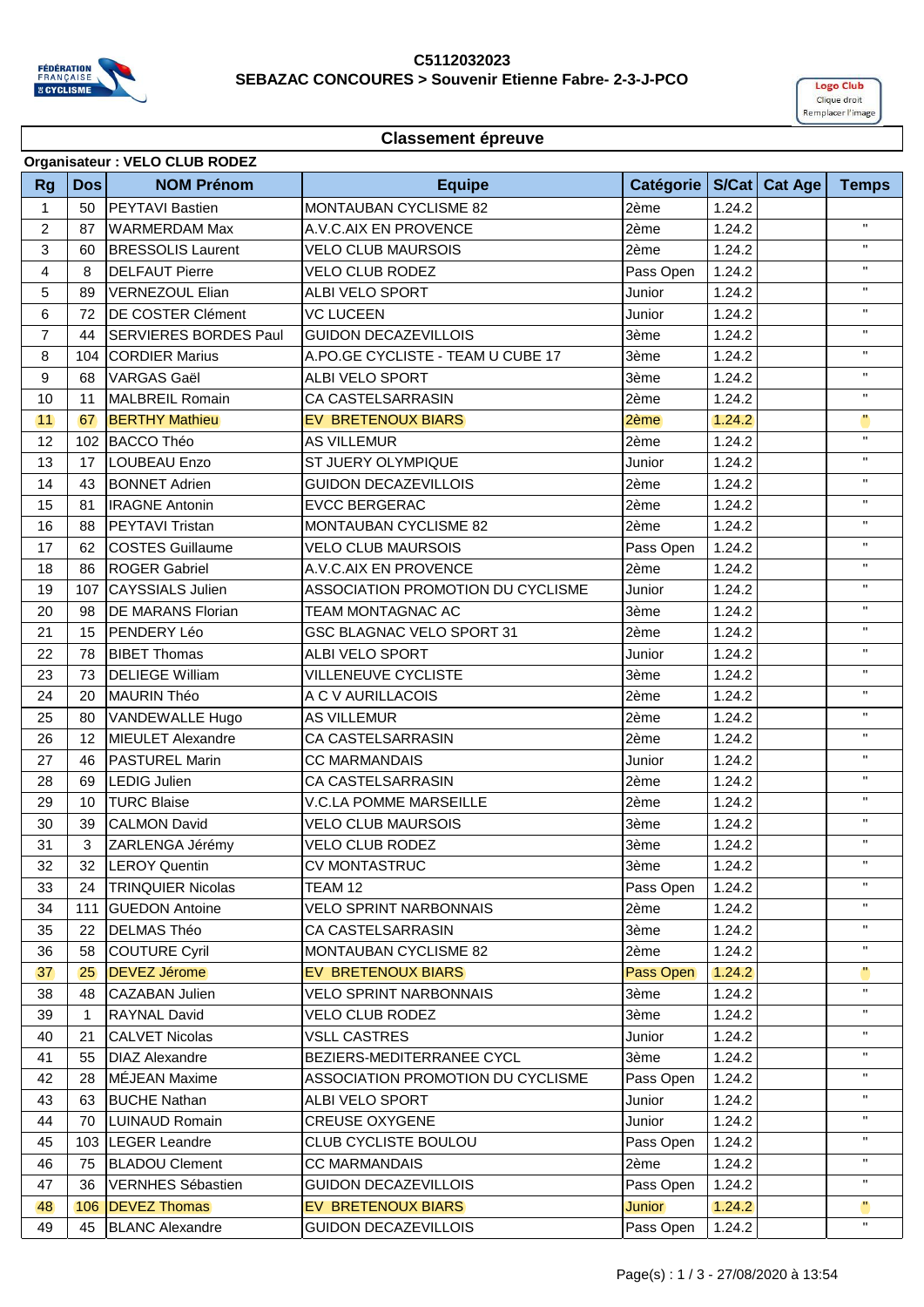C5112032023

**SEBAZAC CONCOURES > Souvenir Etienne Fabre- 2-3-J-PCO**

Logo Club
Clique droit
Remplacer l'image

## Classement épreuve

**Organisateur : VELO CLUB RODEZ**

| Rg | Dos | NOM Prénom | Equipe | Catégorie | S/Cat | Cat Age | Temps |
|---|---|---|---|---|---|---|---|
| 1 | 50 | PEYTAVI Bastien | MONTAUBAN CYCLISME 82 | 2ème | 1.24.2 | | |
| 2 | 87 | WARMERDAM Max | A.V.C.AIX EN PROVENCE | 2ème | 1.24.2 | | " |
| 3 | 60 | BRESSOLIS Laurent | VELO CLUB MAURSOIS | 2ème | 1.24.2 | | " |
| 4 | 8 | DELFAUT Pierre | VELO CLUB RODEZ | Pass Open | 1.24.2 | | " |
| 5 | 89 | VERNEZOUL Elian | ALBI VELO SPORT | Junior | 1.24.2 | | " |
| 6 | 72 | DE COSTER Clément | VC LUCEEN | Junior | 1.24.2 | | " |
| 7 | 44 | SERVIERES BORDES Paul | GUIDON DECAZEVILLOIS | 3ème | 1.24.2 | | " |
| 8 | 104 | CORDIER Marius | A.PO.GE CYCLISTE - TEAM U CUBE 17 | 3ème | 1.24.2 | | " |
| 9 | 68 | VARGAS Gaël | ALBI VELO SPORT | 3ème | 1.24.2 | | " |
| 10 | 11 | MALBREIL Romain | CA CASTELSARRASIN | 2ème | 1.24.2 | | " |
| 11 | 67 | BERTHY Mathieu | EV BRETENOUX BIARS | 2ème | 1.24.2 | | " |
| 12 | 102 | BACCO Théo | AS VILLEMUR | 2ème | 1.24.2 | | " |
| 13 | 17 | LOUBEAU Enzo | ST JUERY OLYMPIQUE | Junior | 1.24.2 | | " |
| 14 | 43 | BONNET Adrien | GUIDON DECAZEVILLOIS | 2ème | 1.24.2 | | " |
| 15 | 81 | IRAGNE Antonin | EVCC BERGERAC | 2ème | 1.24.2 | | " |
| 16 | 88 | PEYTAVI Tristan | MONTAUBAN CYCLISME 82 | 2ème | 1.24.2 | | " |
| 17 | 62 | COSTES Guillaume | VELO CLUB MAURSOIS | Pass Open | 1.24.2 | | " |
| 18 | 86 | ROGER Gabriel | A.V.C.AIX EN PROVENCE | 2ème | 1.24.2 | | " |
| 19 | 107 | CAYSSIALS Julien | ASSOCIATION PROMOTION DU CYCLISME | Junior | 1.24.2 | | " |
| 20 | 98 | DE MARANS Florian | TEAM MONTAGNAC AC | 3ème | 1.24.2 | | " |
| 21 | 15 | PENDERY Léo | GSC BLAGNAC VELO SPORT 31 | 2ème | 1.24.2 | | " |
| 22 | 78 | BIBET Thomas | ALBI VELO SPORT | Junior | 1.24.2 | | " |
| 23 | 73 | DELIEGE William | VILLENEUVE CYCLISTE | 3ème | 1.24.2 | | " |
| 24 | 20 | MAURIN Théo | A C V AURILLACOIS | 2ème | 1.24.2 | | " |
| 25 | 80 | VANDEWALLE Hugo | AS VILLEMUR | 2ème | 1.24.2 | | " |
| 26 | 12 | MIEULET Alexandre | CA CASTELSARRASIN | 2ème | 1.24.2 | | " |
| 27 | 46 | PASTUREL Marin | CC MARMANDAIS | Junior | 1.24.2 | | " |
| 28 | 69 | LEDIG Julien | CA CASTELSARRASIN | 2ème | 1.24.2 | | " |
| 29 | 10 | TURC Blaise | V.C.LA POMME MARSEILLE | 2ème | 1.24.2 | | " |
| 30 | 39 | CALMON David | VELO CLUB MAURSOIS | 3ème | 1.24.2 | | " |
| 31 | 3 | ZARLENGA Jérémy | VELO CLUB RODEZ | 3ème | 1.24.2 | | " |
| 32 | 32 | LEROY Quentin | CV MONTASTRUC | 3ème | 1.24.2 | | " |
| 33 | 24 | TRINQUIER Nicolas | TEAM 12 | Pass Open | 1.24.2 | | " |
| 34 | 111 | GUEDON Antoine | VELO SPRINT NARBONNAIS | 2ème | 1.24.2 | | " |
| 35 | 22 | DELMAS Théo | CA CASTELSARRASIN | 3ème | 1.24.2 | | " |
| 36 | 58 | COUTURE Cyril | MONTAUBAN CYCLISME 82 | 2ème | 1.24.2 | | " |
| 37 | 25 | DEVEZ Jérome | EV BRETENOUX BIARS | Pass Open | 1.24.2 | | " |
| 38 | 48 | CAZABAN Julien | VELO SPRINT NARBONNAIS | 3ème | 1.24.2 | | " |
| 39 | 1 | RAYNAL David | VELO CLUB RODEZ | 3ème | 1.24.2 | | " |
| 40 | 21 | CALVET Nicolas | VSLL CASTRES | Junior | 1.24.2 | | " |
| 41 | 55 | DIAZ Alexandre | BEZIERS-MEDITERRANEE CYCL | 3ème | 1.24.2 | | " |
| 42 | 28 | MÉJEAN Maxime | ASSOCIATION PROMOTION DU CYCLISME | Pass Open | 1.24.2 | | " |
| 43 | 63 | BUCHE Nathan | ALBI VELO SPORT | Junior | 1.24.2 | | " |
| 44 | 70 | LUINAUD Romain | CREUSE OXYGENE | Junior | 1.24.2 | | " |
| 45 | 103 | LEGER Leandre | CLUB CYCLISTE BOULOU | Pass Open | 1.24.2 | | " |
| 46 | 75 | BLADOU Clement | CC MARMANDAIS | 2ème | 1.24.2 | | " |
| 47 | 36 | VERNHES Sébastien | GUIDON DECAZEVILLOIS | Pass Open | 1.24.2 | | " |
| 48 | 106 | DEVEZ Thomas | EV BRETENOUX BIARS | Junior | 1.24.2 | | " |
| 49 | 45 | BLANC Alexandre | GUIDON DECAZEVILLOIS | Pass Open | 1.24.2 | | " |

Page(s) : 1 / 3 - 27/08/2020 à 13:54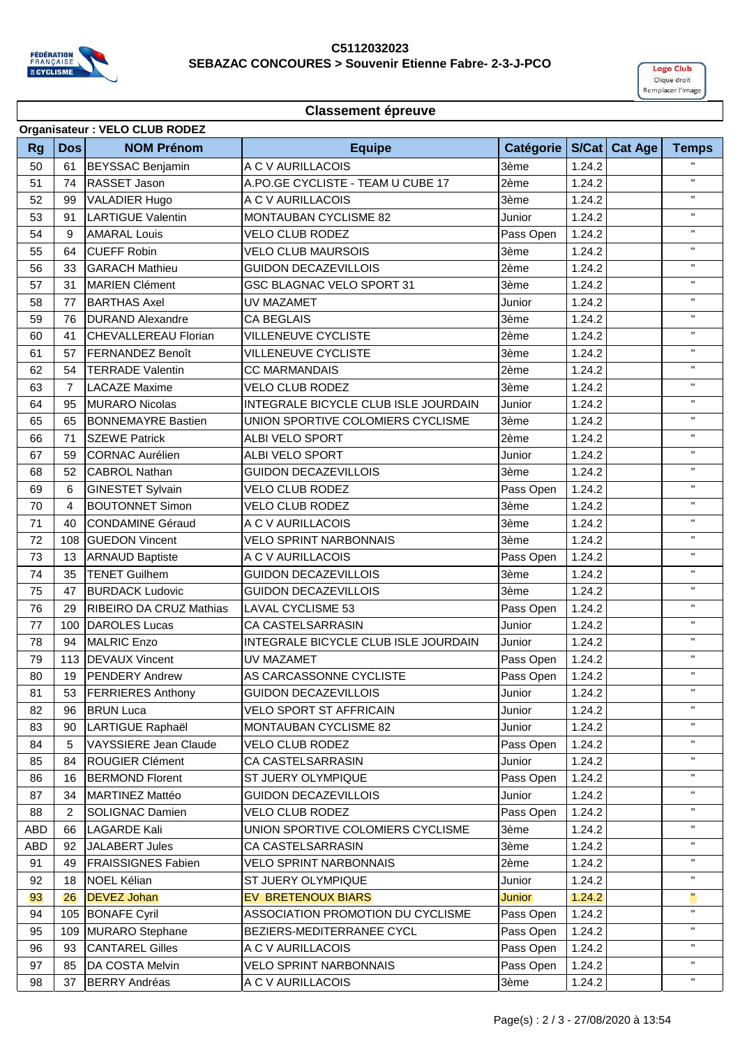C5112032023

**SEBAZAC CONCOURES > Souvenir Etienne Fabre- 2-3-J-PCO**

Logo Club
Clique droit
Remplacer l'image

## Classement épreuve

**Organisateur : VELO CLUB RODEZ**

| Rg | Dos | NOM Prénom | Equipe | Catégorie | S/Cat | Cat Age | Temps |
|---|---|---|---|---|---|---|---|
| 50 | 61 | BEYSSAC Benjamin | A C V AURILLACOIS | 3ème | 1.24.2 | | " |
| 51 | 74 | RASSET Jason | A.PO.GE CYCLISTE - TEAM U CUBE 17 | 2ème | 1.24.2 | | " |
| 52 | 99 | VALADIER Hugo | A C V AURILLACOIS | 3ème | 1.24.2 | | " |
| 53 | 91 | LARTIGUE Valentin | MONTAUBAN CYCLISME 82 | Junior | 1.24.2 | | " |
| 54 | 9 | AMARAL Louis | VELO CLUB RODEZ | Pass Open | 1.24.2 | | " |
| 55 | 64 | CUEFF Robin | VELO CLUB MAURSOIS | 3ème | 1.24.2 | | " |
| 56 | 33 | GARACH Mathieu | GUIDON DECAZEVILLOIS | 2ème | 1.24.2 | | " |
| 57 | 31 | MARIEN Clément | GSC BLAGNAC VELO SPORT 31 | 3ème | 1.24.2 | | " |
| 58 | 77 | BARTHAS Axel | UV MAZAMET | Junior | 1.24.2 | | " |
| 59 | 76 | DURAND Alexandre | CA BEGLAIS | 3ème | 1.24.2 | | " |
| 60 | 41 | CHEVALLEREAU Florian | VILLENEUVE CYCLISTE | 2ème | 1.24.2 | | " |
| 61 | 57 | FERNANDEZ Benoît | VILLENEUVE CYCLISTE | 3ème | 1.24.2 | | " |
| 62 | 54 | TERRADE Valentin | CC MARMANDAIS | 2ème | 1.24.2 | | " |
| 63 | 7 | LACAZE Maxime | VELO CLUB RODEZ | 3ème | 1.24.2 | | " |
| 64 | 95 | MURARO Nicolas | INTEGRALE BICYCLE CLUB ISLE JOURDAIN | Junior | 1.24.2 | | " |
| 65 | 65 | BONNEMAYRE Bastien | UNION SPORTIVE COLOMIERS CYCLISME | 3ème | 1.24.2 | | " |
| 66 | 71 | SZEWE Patrick | ALBI VELO SPORT | 2ème | 1.24.2 | | " |
| 67 | 59 | CORNAC Aurélien | ALBI VELO SPORT | Junior | 1.24.2 | | " |
| 68 | 52 | CABROL Nathan | GUIDON DECAZEVILLOIS | 3ème | 1.24.2 | | " |
| 69 | 6 | GINESTET Sylvain | VELO CLUB RODEZ | Pass Open | 1.24.2 | | " |
| 70 | 4 | BOUTONNET Simon | VELO CLUB RODEZ | 3ème | 1.24.2 | | " |
| 71 | 40 | CONDAMINE Géraud | A C V AURILLACOIS | 3ème | 1.24.2 | | " |
| 72 | 108 | GUEDON Vincent | VELO SPRINT NARBONNAIS | 3ème | 1.24.2 | | " |
| 73 | 13 | ARNAUD Baptiste | A C V AURILLACOIS | Pass Open | 1.24.2 | | " |
| 74 | 35 | TENET Guilhem | GUIDON DECAZEVILLOIS | 3ème | 1.24.2 | | " |
| 75 | 47 | BURDACK Ludovic | GUIDON DECAZEVILLOIS | 3ème | 1.24.2 | | " |
| 76 | 29 | RIBEIRO DA CRUZ Mathias | LAVAL CYCLISME 53 | Pass Open | 1.24.2 | | " |
| 77 | 100 | DAROLES Lucas | CA CASTELSARRASIN | Junior | 1.24.2 | | " |
| 78 | 94 | MALRIC Enzo | INTEGRALE BICYCLE CLUB ISLE JOURDAIN | Junior | 1.24.2 | | " |
| 79 | 113 | DEVAUX Vincent | UV MAZAMET | Pass Open | 1.24.2 | | " |
| 80 | 19 | PENDERY Andrew | AS CARCASSONNE CYCLISTE | Pass Open | 1.24.2 | | " |
| 81 | 53 | FERRIERES Anthony | GUIDON DECAZEVILLOIS | Junior | 1.24.2 | | " |
| 82 | 96 | BRUN Luca | VELO SPORT ST AFFRICAIN | Junior | 1.24.2 | | " |
| 83 | 90 | LARTIGUE Raphaël | MONTAUBAN CYCLISME 82 | Junior | 1.24.2 | | " |
| 84 | 5 | VAYSSIERE Jean Claude | VELO CLUB RODEZ | Pass Open | 1.24.2 | | " |
| 85 | 84 | ROUGIER Clément | CA CASTELSARRASIN | Junior | 1.24.2 | | " |
| 86 | 16 | BERMOND Florent | ST JUERY OLYMPIQUE | Pass Open | 1.24.2 | | " |
| 87 | 34 | MARTINEZ Mattéo | GUIDON DECAZEVILLOIS | Junior | 1.24.2 | | " |
| 88 | 2 | SOLIGNAC Damien | VELO CLUB RODEZ | Pass Open | 1.24.2 | | " |
| ABD | 66 | LAGARDE Kali | UNION SPORTIVE COLOMIERS CYCLISME | 3ème | 1.24.2 | | " |
| ABD | 92 | JALABERT Jules | CA CASTELSARRASIN | 3ème | 1.24.2 | | " |
| 91 | 49 | FRAISSIGNES Fabien | VELO SPRINT NARBONNAIS | 2ème | 1.24.2 | | " |
| 92 | 18 | NOEL Kélian | ST JUERY OLYMPIQUE | Junior | 1.24.2 | | " |
| 93 | 26 | DEVEZ Johan | EV BRETENOUX BIARS | Junior | 1.24.2 | | " |
| 94 | 105 | BONAFE Cyril | ASSOCIATION PROMOTION DU CYCLISME | Pass Open | 1.24.2 | | " |
| 95 | 109 | MURARO Stephane | BEZIERS-MEDITERRANEE CYCL | Pass Open | 1.24.2 | | " |
| 96 | 93 | CANTAREL Gilles | A C V AURILLACOIS | Pass Open | 1.24.2 | | " |
| 97 | 85 | DA COSTA Melvin | VELO SPRINT NARBONNAIS | Pass Open | 1.24.2 | | " |
| 98 | 37 | BERRY Andréas | A C V AURILLACOIS | 3ème | 1.24.2 | | " |

Page(s) : 2 / 3 - 27/08/2020 à 13:54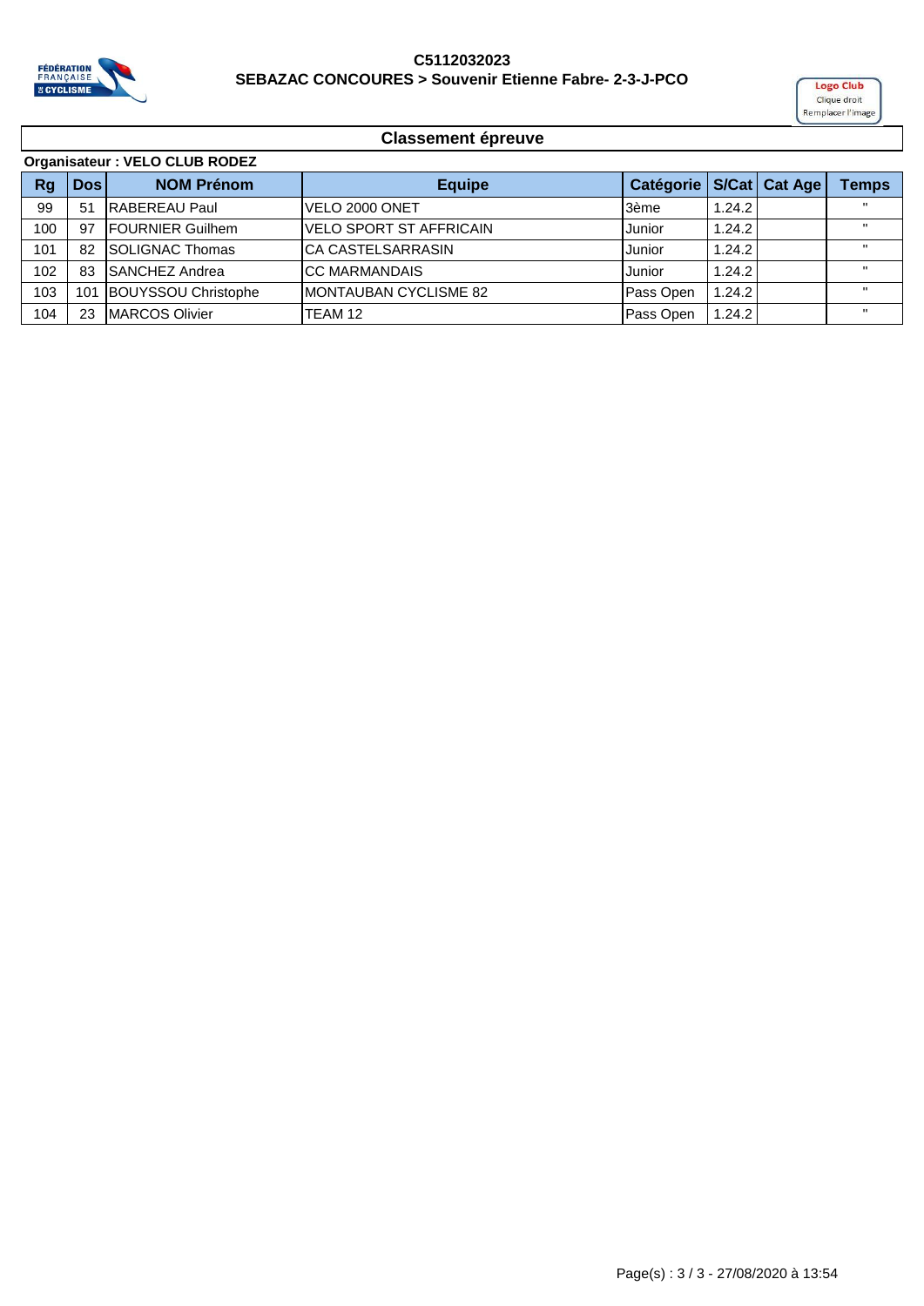**C5112032023**

**SEBAZAC CONCOURES > Souvenir Etienne Fabre- 2-3-J-PCO**

Logo Club
Clique droit
Remplacer l'image

## Classement épreuve

**Organisateur : VELO CLUB RODEZ**

| Rg | Dos | NOM Prénom | Equipe | Catégorie | S/Cat | Cat Age | Temps |
|---|---|---|---|---|---|---|---|
| 99 | 51 | RABEREAU Paul | VELO 2000 ONET | 3ème | 1.24.2 | | " |
| 100 | 97 | FOURNIER Guilhem | VELO SPORT ST AFFRICAIN | Junior | 1.24.2 | | " |
| 101 | 82 | SOLIGNAC Thomas | CA CASTELSARRASIN | Junior | 1.24.2 | | " |
| 102 | 83 | SANCHEZ Andrea | CC MARMANDAIS | Junior | 1.24.2 | | " |
| 103 | 101 | BOUYSSOU Christophe | MONTAUBAN CYCLISME 82 | Pass Open | 1.24.2 | | " |
| 104 | 23 | MARCOS Olivier | TEAM 12 | Pass Open | 1.24.2 | | " |